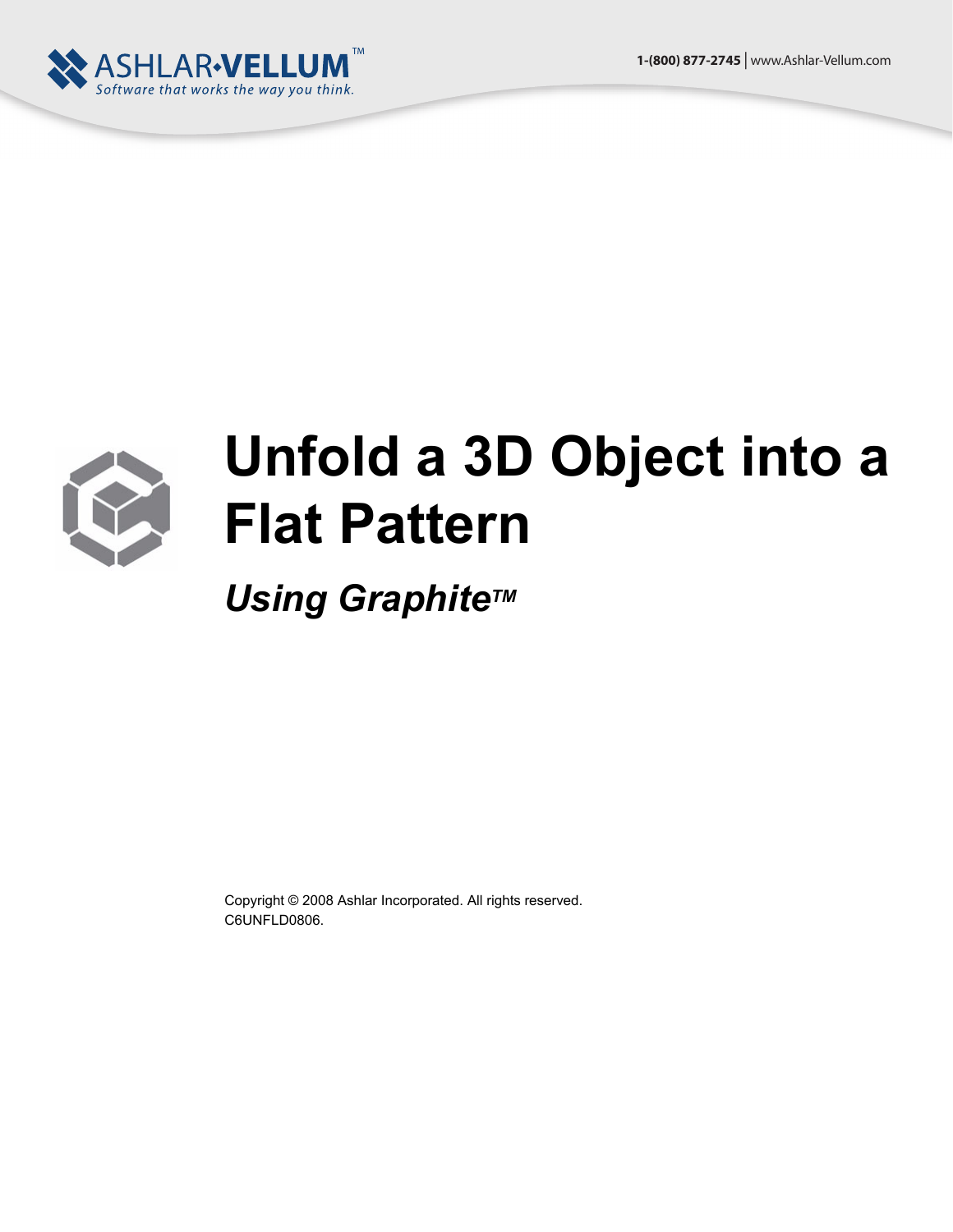1-(800) 877-2745 | www.Ashlar-Vellum.com

# Unfold a 3D Object into a Flat Pattern

## *Using Graphite™*

Copyright © 2008 Ashlar Incorporated. All rights reserved.
C6UNFLD0806.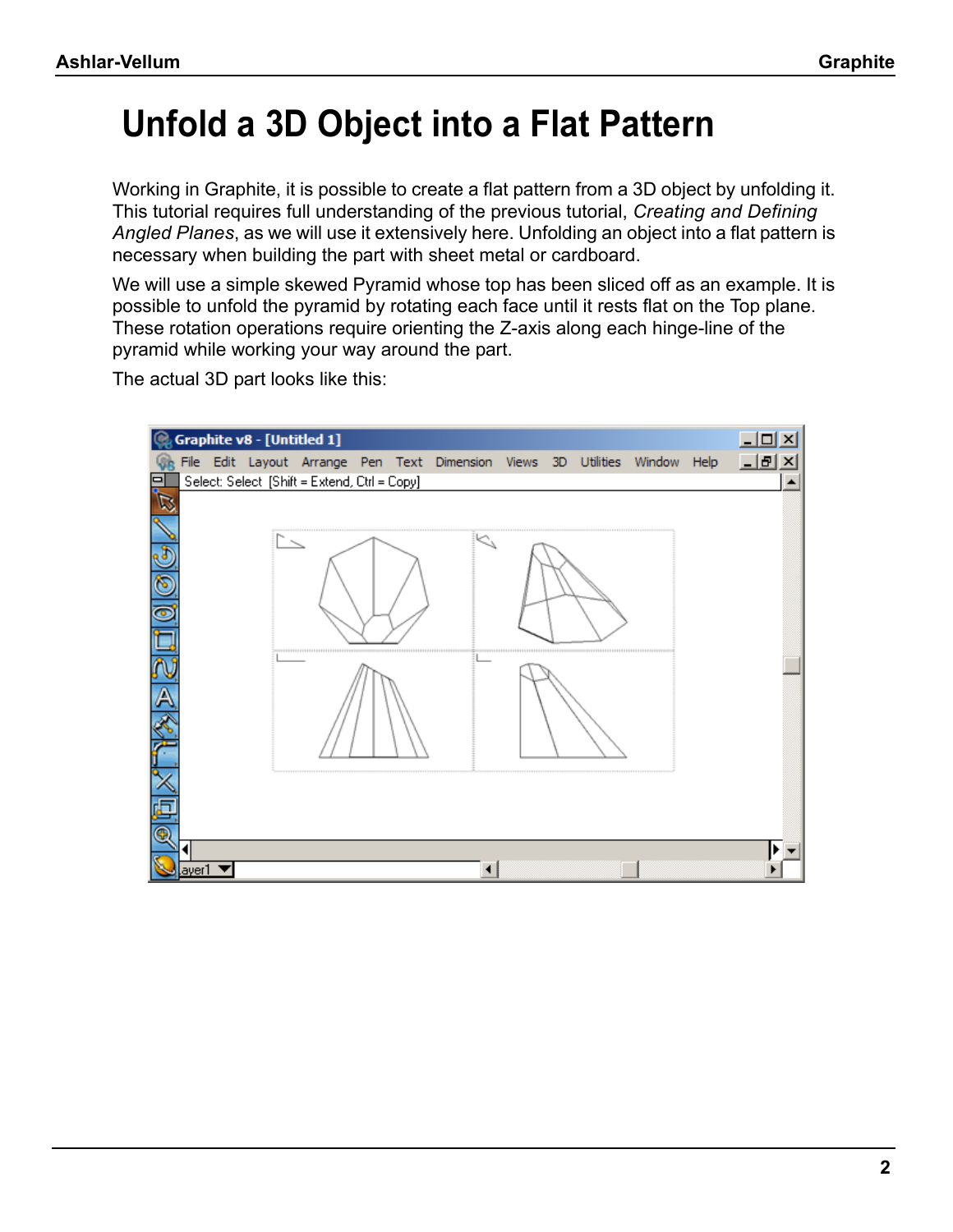# Unfold a 3D Object into a Flat Pattern

Working in Graphite, it is possible to create a flat pattern from a 3D object by unfolding it. This tutorial requires full understanding of the previous tutorial, *Creating and Defining Angled Planes*, as we will use it extensively here. Unfolding an object into a flat pattern is necessary when building the part with sheet metal or cardboard.

We will use a simple skewed Pyramid whose top has been sliced off as an example. It is possible to unfold the pyramid by rotating each face until it rests flat on the Top plane. These rotation operations require orienting the Z-axis along each hinge-line of the pyramid while working your way around the part.

The actual 3D part looks like this: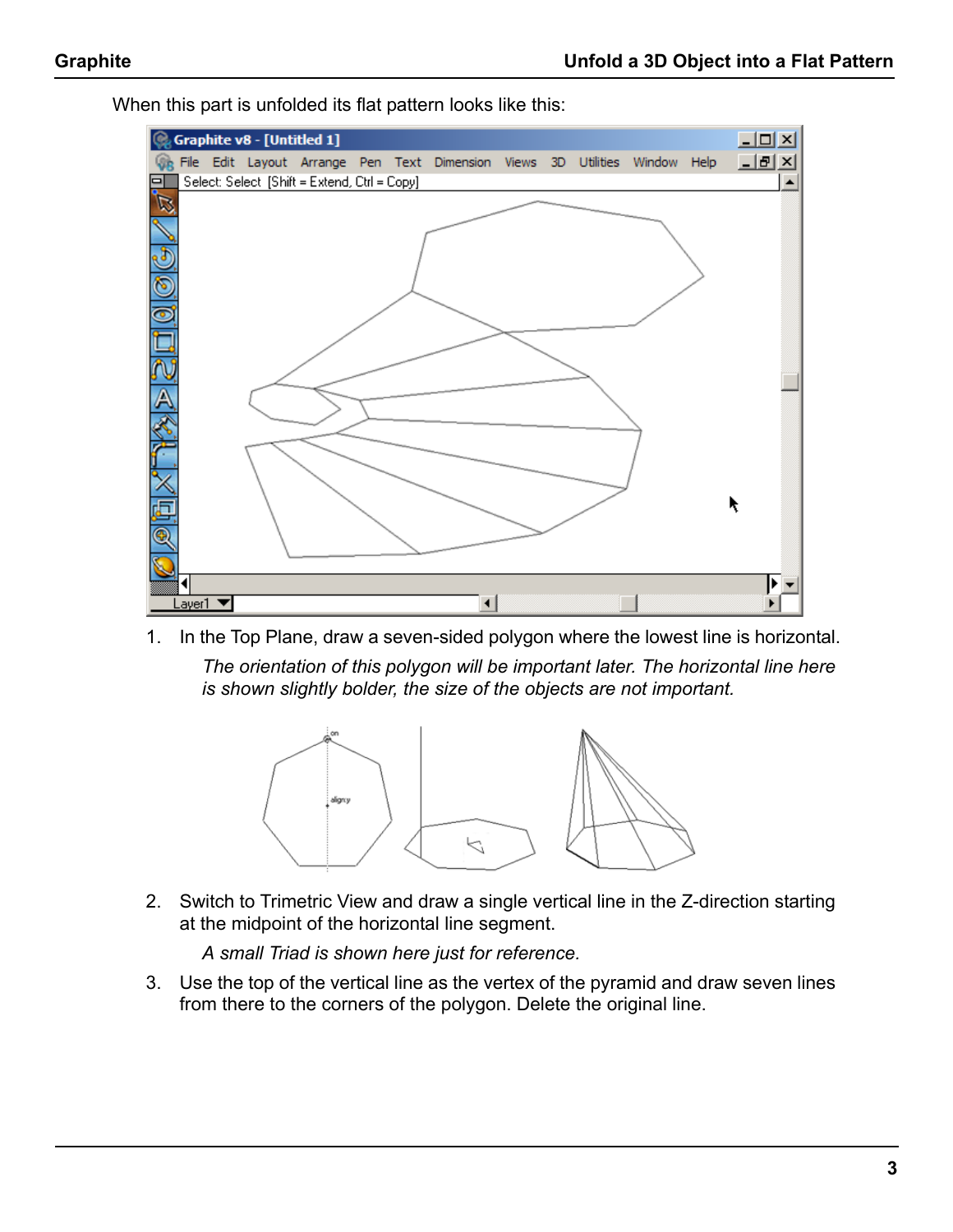When this part is unfolded its flat pattern looks like this:

1. In the Top Plane, draw a seven-sided polygon where the lowest line is horizontal.

   *The orientation of this polygon will be important later. The horizontal line here is shown slightly bolder, the size of the objects are not important.*

2. Switch to Trimetric View and draw a single vertical line in the Z-direction starting at the midpoint of the horizontal line segment.

   *A small Triad is shown here just for reference.*

3. Use the top of the vertical line as the vertex of the pyramid and draw seven lines from there to the corners of the polygon. Delete the original line.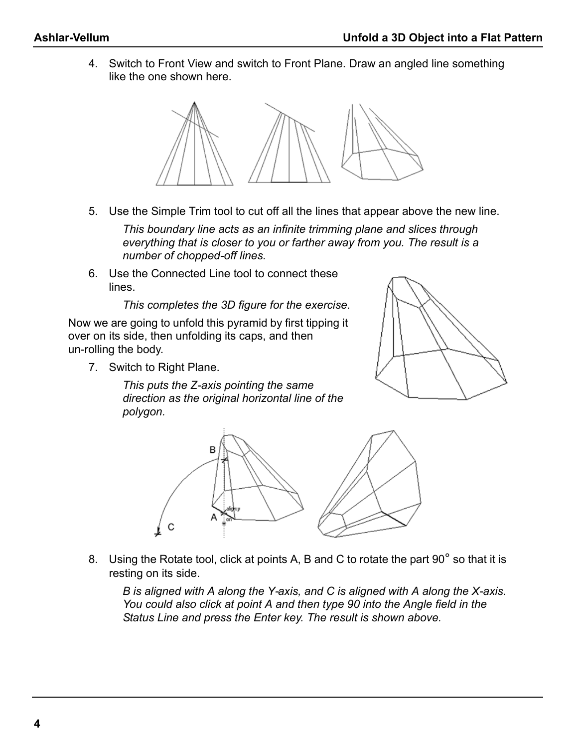4. Switch to Front View and switch to Front Plane. Draw an angled line something like the one shown here.

5. Use the Simple Trim tool to cut off all the lines that appear above the new line.

   *This boundary line acts as an infinite trimming plane and slices through everything that is closer to you or farther away from you. The result is a number of chopped-off lines.*

6. Use the Connected Line tool to connect these lines.

   *This completes the 3D figure for the exercise.*

Now we are going to unfold this pyramid by first tipping it over on its side, then unfolding its caps, and then un-rolling the body.

7. Switch to Right Plane.

   *This puts the Z-axis pointing the same direction as the original horizontal line of the polygon.*

8. Using the Rotate tool, click at points A, B and C to rotate the part 90° so that it is resting on its side.

   *B is aligned with A along the Y-axis, and C is aligned with A along the X-axis. You could also click at point A and then type 90 into the Angle field in the Status Line and press the Enter key. The result is shown above.*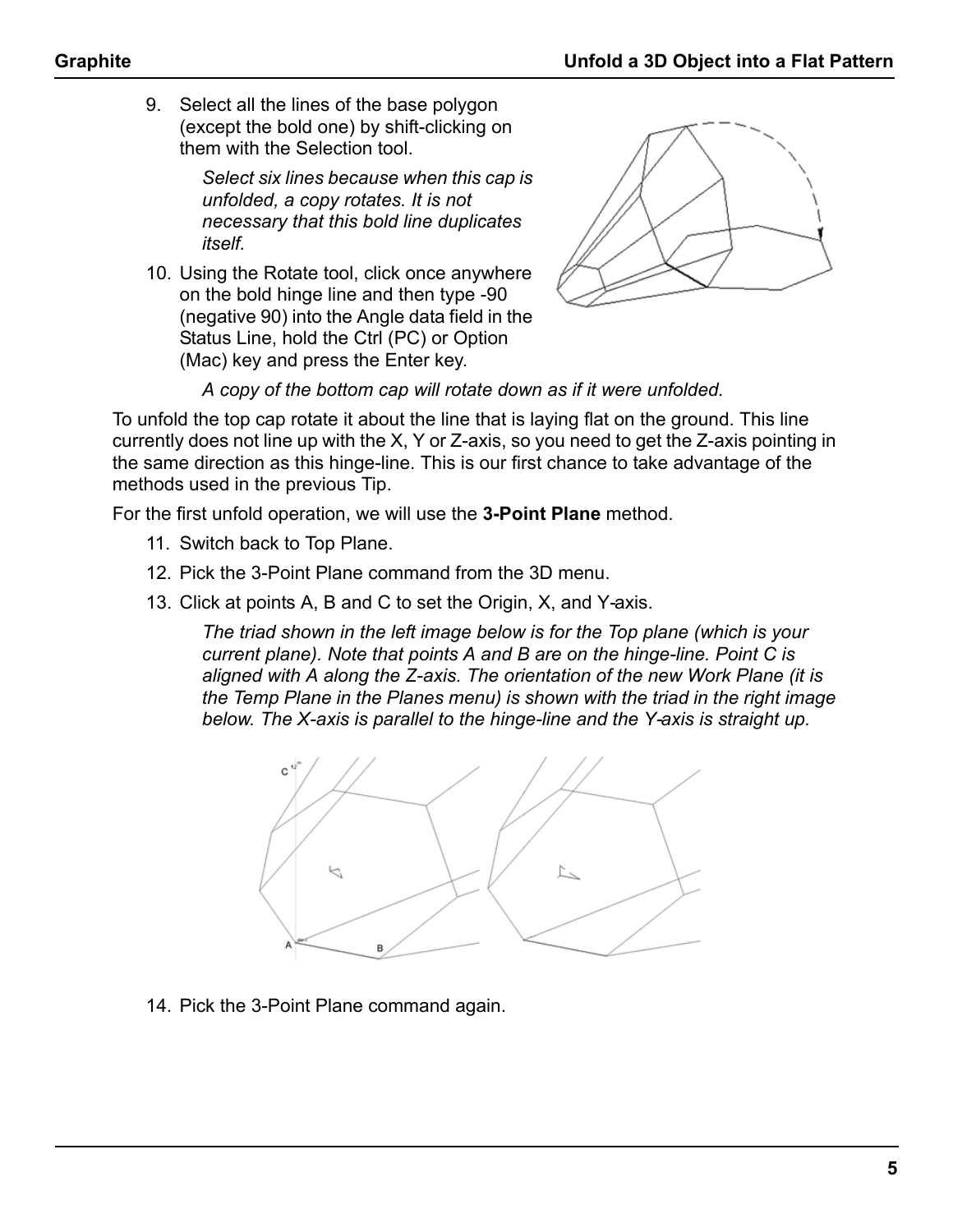9. Select all the lines of the base polygon (except the bold one) by shift-clicking on them with the Selection tool.

   *Select six lines because when this cap is unfolded, a copy rotates. It is not necessary that this bold line duplicates itself.*

10. Using the Rotate tool, click once anywhere on the bold hinge line and then type -90 (negative 90) into the Angle data field in the Status Line, hold the Ctrl (PC) or Option (Mac) key and press the Enter key.

    *A copy of the bottom cap will rotate down as if it were unfolded.*

To unfold the top cap rotate it about the line that is laying flat on the ground. This line currently does not line up with the X, Y or Z-axis, so you need to get the Z-axis pointing in the same direction as this hinge-line. This is our first chance to take advantage of the methods used in the previous Tip.

For the first unfold operation, we will use the **3-Point Plane** method.

11. Switch back to Top Plane.
12. Pick the 3-Point Plane command from the 3D menu.
13. Click at points A, B and C to set the Origin, X, and Y-axis.

    *The triad shown in the left image below is for the Top plane (which is your current plane). Note that points A and B are on the hinge-line. Point C is aligned with A along the Z-axis. The orientation of the new Work Plane (it is the Temp Plane in the Planes menu) is shown with the triad in the right image below. The X-axis is parallel to the hinge-line and the Y-axis is straight up.*

14. Pick the 3-Point Plane command again.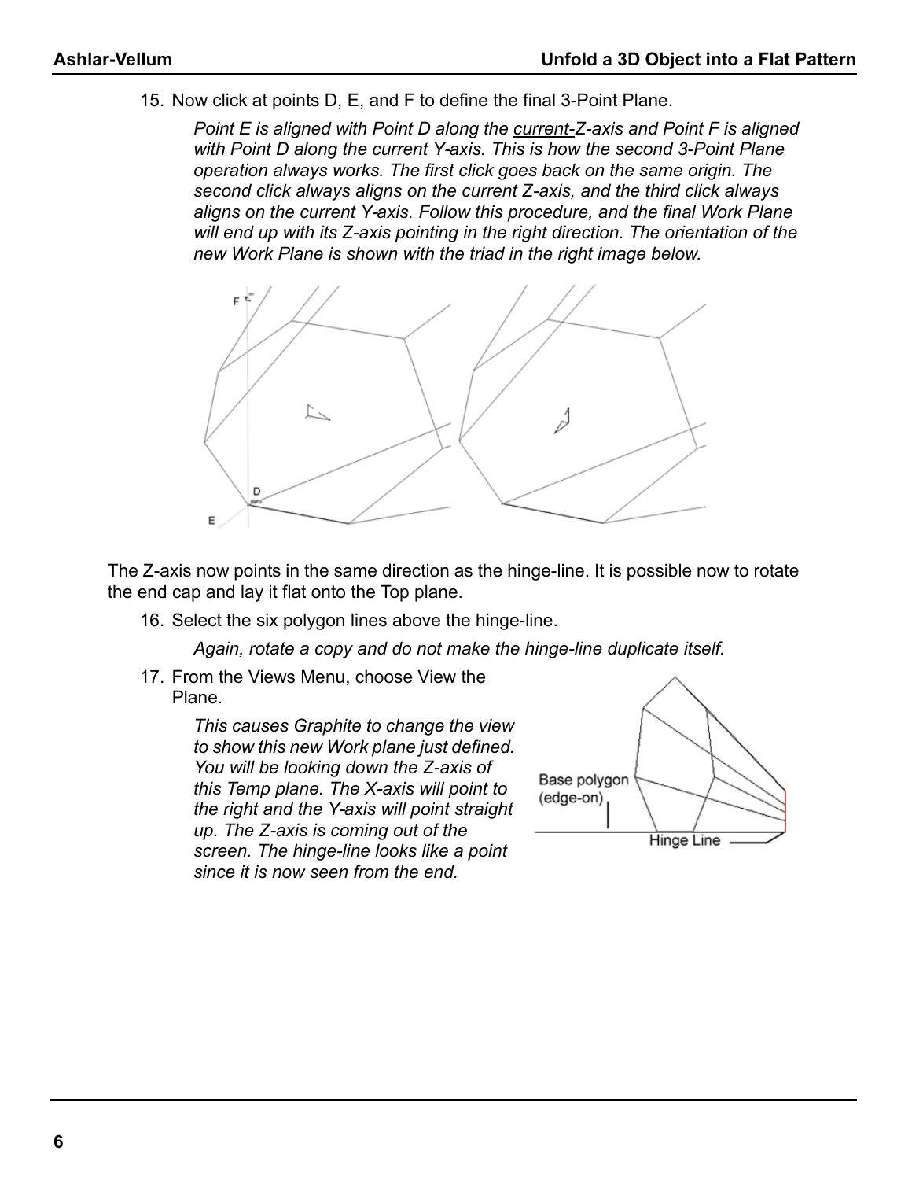15. Now click at points D, E, and F to define the final 3-Point Plane.

    *Point E is aligned with Point D along the current-Z-axis and Point F is aligned with Point D along the current Y-axis. This is how the second 3-Point Plane operation always works. The first click goes back on the same origin. The second click always aligns on the current Z-axis, and the third click always aligns on the current Y-axis. Follow this procedure, and the final Work Plane will end up with its Z-axis pointing in the right direction. The orientation of the new Work Plane is shown with the triad in the right image below.*

The Z-axis now points in the same direction as the hinge-line. It is possible now to rotate the end cap and lay it flat onto the Top plane.

16. Select the six polygon lines above the hinge-line.

    *Again, rotate a copy and do not make the hinge-line duplicate itself.*

17. From the Views Menu, choose View the Plane.

    *This causes Graphite to change the view to show this new Work plane just defined. You will be looking down the Z-axis of this Temp plane. The X-axis will point to the right and the Y-axis will point straight up. The Z-axis is coming out of the screen. The hinge-line looks like a point since it is now seen from the end.*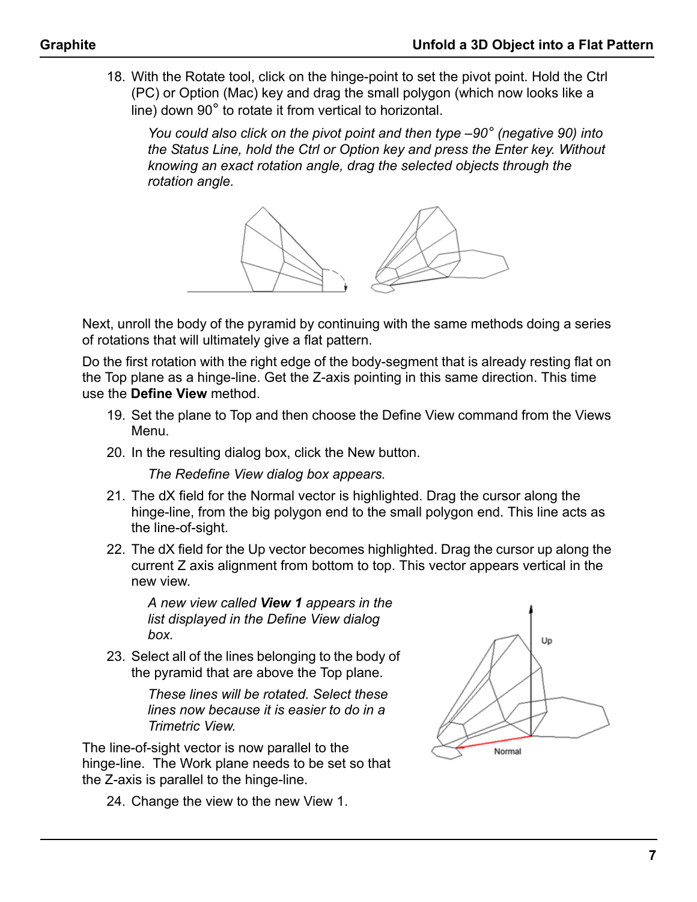18. With the Rotate tool, click on the hinge-point to set the pivot point. Hold the Ctrl (PC) or Option (Mac) key and drag the small polygon (which now looks like a line) down 90° to rotate it from vertical to horizontal.

    *You could also click on the pivot point and then type –90° (negative 90) into the Status Line, hold the Ctrl or Option key and press the Enter key. Without knowing an exact rotation angle, drag the selected objects through the rotation angle.*

Next, unroll the body of the pyramid by continuing with the same methods doing a series of rotations that will ultimately give a flat pattern.

Do the first rotation with the right edge of the body-segment that is already resting flat on the Top plane as a hinge-line. Get the Z-axis pointing in this same direction. This time use the **Define View** method.

19. Set the plane to Top and then choose the Define View command from the Views Menu.
20. In the resulting dialog box, click the New button.

    *The Redefine View dialog box appears.*

21. The dX field for the Normal vector is highlighted. Drag the cursor along the hinge-line, from the big polygon end to the small polygon end. This line acts as the line-of-sight.
22. The dX field for the Up vector becomes highlighted. Drag the cursor up along the current Z axis alignment from bottom to top. This vector appears vertical in the new view.

    *A new view called **View 1** appears in the list displayed in the Define View dialog box.*

23. Select all of the lines belonging to the body of the pyramid that are above the Top plane.

    *These lines will be rotated. Select these lines now because it is easier to do in a Trimetric View.*

The line-of-sight vector is now parallel to the hinge-line. The Work plane needs to be set so that the Z-axis is parallel to the hinge-line.

24. Change the view to the new View 1.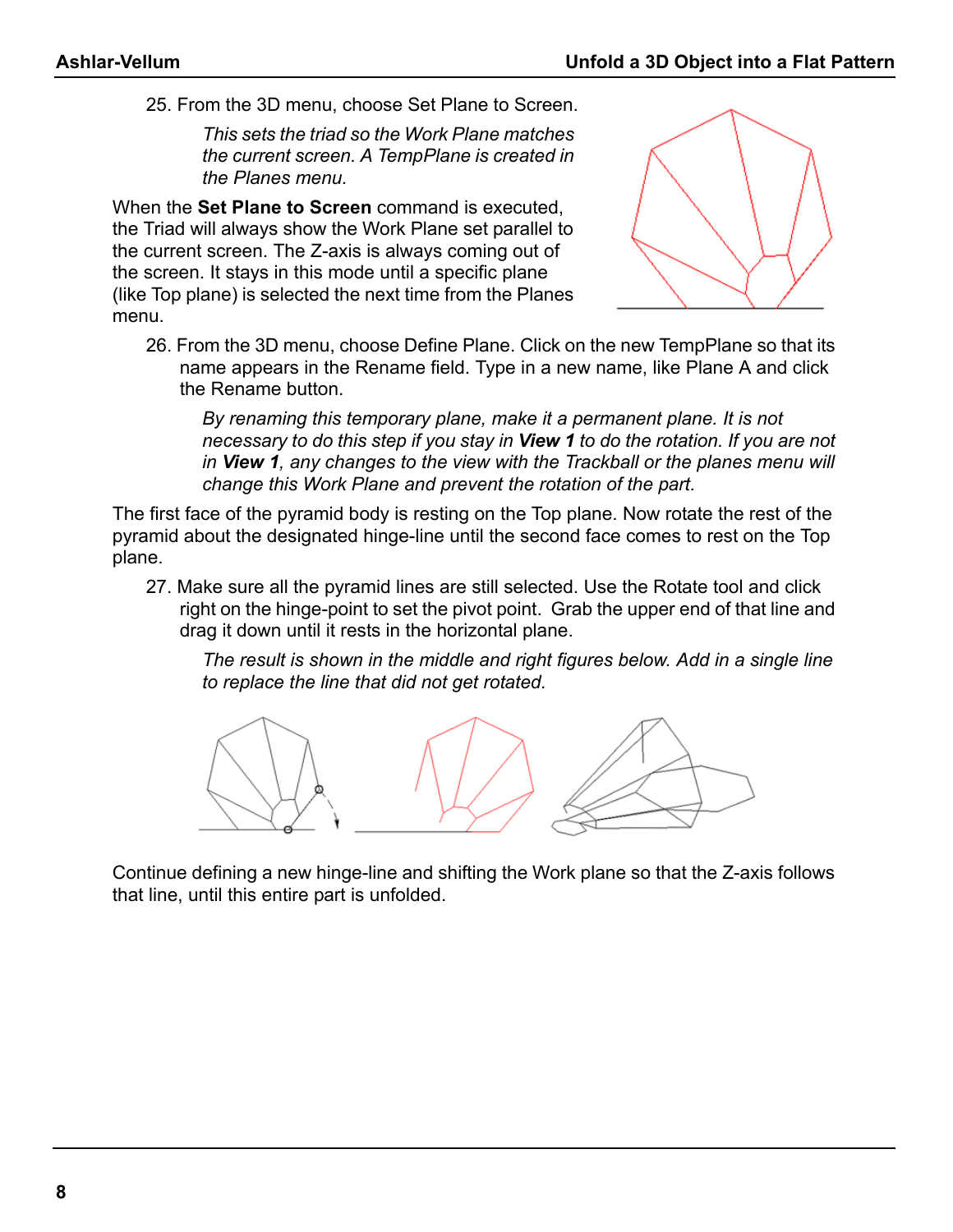25. From the 3D menu, choose Set Plane to Screen.

    *This sets the triad so the Work Plane matches the current screen. A TempPlane is created in the Planes menu.*

When the **Set Plane to Screen** command is executed, the Triad will always show the Work Plane set parallel to the current screen. The Z-axis is always coming out of the screen. It stays in this mode until a specific plane (like Top plane) is selected the next time from the Planes menu.

26. From the 3D menu, choose Define Plane. Click on the new TempPlane so that its name appears in the Rename field. Type in a new name, like Plane A and click the Rename button.

    *By renaming this temporary plane, make it a permanent plane. It is not necessary to do this step if you stay in* ***View 1*** *to do the rotation. If you are not in* ***View 1****, any changes to the view with the Trackball or the planes menu will change this Work Plane and prevent the rotation of the part.*

The first face of the pyramid body is resting on the Top plane. Now rotate the rest of the pyramid about the designated hinge-line until the second face comes to rest on the Top plane.

27. Make sure all the pyramid lines are still selected. Use the Rotate tool and click right on the hinge-point to set the pivot point. Grab the upper end of that line and drag it down until it rests in the horizontal plane.

    *The result is shown in the middle and right figures below. Add in a single line to replace the line that did not get rotated.*

Continue defining a new hinge-line and shifting the Work plane so that the Z-axis follows that line, until this entire part is unfolded.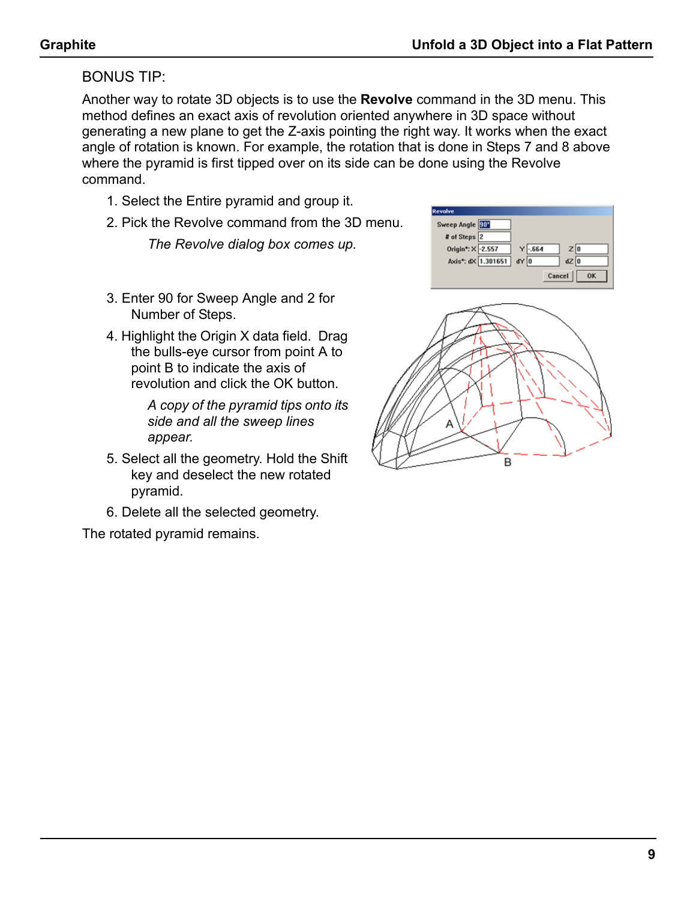BONUS TIP:

Another way to rotate 3D objects is to use the **Revolve** command in the 3D menu. This method defines an exact axis of revolution oriented anywhere in 3D space without generating a new plane to get the Z-axis pointing the right way. It works when the exact angle of rotation is known. For example, the rotation that is done in Steps 7 and 8 above where the pyramid is first tipped over on its side can be done using the Revolve command.

1. Select the Entire pyramid and group it.
2. Pick the Revolve command from the 3D menu.

   *The Revolve dialog box comes up.*

3. Enter 90 for Sweep Angle and 2 for Number of Steps.
4. Highlight the Origin X data field. Drag the bulls-eye cursor from point A to point B to indicate the axis of revolution and click the OK button.

   *A copy of the pyramid tips onto its side and all the sweep lines appear.*

5. Select all the geometry. Hold the Shift key and deselect the new rotated pyramid.
6. Delete all the selected geometry.

The rotated pyramid remains.